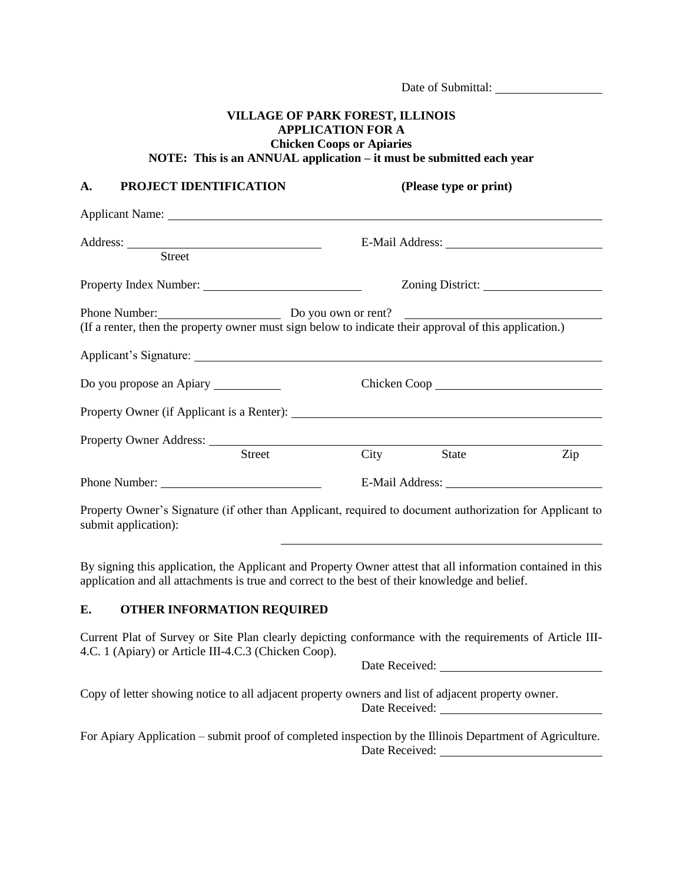Date of Submittal: ____________

**VILLAGE OF PARK FOREST, ILLINOIS**
**APPLICATION FOR A**
**Chicken Coops or Apiaries**
**NOTE: This is an ANNUAL application – it must be submitted each year**

## A. PROJECT IDENTIFICATION (Please type or print)

Applicant Name: ____________

Address: ____________ E-Mail Address: ____________
Street

Property Index Number: ____________ Zoning District: ____________

Phone Number: ____________ Do you own or rent? ____________
(If a renter, then the property owner must sign below to indicate their approval of this application.)

Applicant's Signature: ____________

Do you propose an Apiary ____________ Chicken Coop ____________

Property Owner (if Applicant is a Renter): ____________

Property Owner Address: ____________
Street City State Zip

Phone Number: ____________ E-Mail Address: ____________

Property Owner's Signature (if other than Applicant, required to document authorization for Applicant to submit application):

____________

By signing this application, the Applicant and Property Owner attest that all information contained in this application and all attachments is true and correct to the best of their knowledge and belief.

## E. OTHER INFORMATION REQUIRED

Current Plat of Survey or Site Plan clearly depicting conformance with the requirements of Article III-4.C. 1 (Apiary) or Article III-4.C.3 (Chicken Coop).
Date Received: ____________

Copy of letter showing notice to all adjacent property owners and list of adjacent property owner.
Date Received: ____________

For Apiary Application – submit proof of completed inspection by the Illinois Department of Agriculture.
Date Received: ____________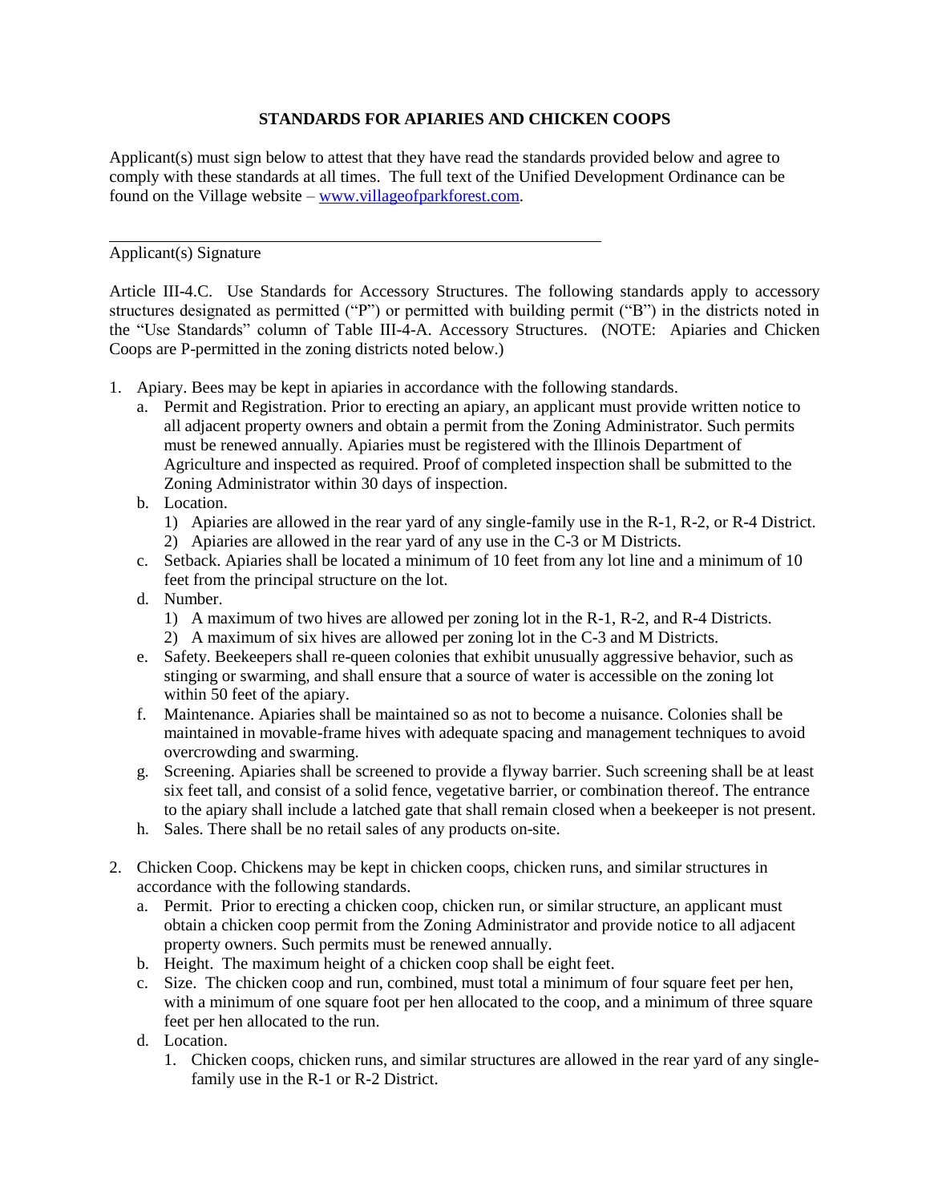## STANDARDS FOR APIARIES AND CHICKEN COOPS

Applicant(s) must sign below to attest that they have read the standards provided below and agree to comply with these standards at all times. The full text of the Unified Development Ordinance can be found on the Village website – [www.villageofparkforest.com](http://www.villageofparkforest.com).

\_\_\_\_\_\_\_\_\_\_\_\_\_\_\_\_\_\_\_\_\_\_\_\_\_\_\_\_\_\_\_\_\_\_\_\_\_\_\_\_\_\_\_\_\_\_\_\_\_\_\_\_\_\_

Applicant(s) Signature

Article III-4.C. Use Standards for Accessory Structures. The following standards apply to accessory structures designated as permitted ("P") or permitted with building permit ("B") in the districts noted in the "Use Standards" column of Table III-4-A. Accessory Structures. (NOTE: Apiaries and Chicken Coops are P-permitted in the zoning districts noted below.)

1. Apiary. Bees may be kept in apiaries in accordance with the following standards.
   a. Permit and Registration. Prior to erecting an apiary, an applicant must provide written notice to all adjacent property owners and obtain a permit from the Zoning Administrator. Such permits must be renewed annually. Apiaries must be registered with the Illinois Department of Agriculture and inspected as required. Proof of completed inspection shall be submitted to the Zoning Administrator within 30 days of inspection.
   b. Location.
      1) Apiaries are allowed in the rear yard of any single-family use in the R-1, R-2, or R-4 District.
      2) Apiaries are allowed in the rear yard of any use in the C-3 or M Districts.
   c. Setback. Apiaries shall be located a minimum of 10 feet from any lot line and a minimum of 10 feet from the principal structure on the lot.
   d. Number.
      1) A maximum of two hives are allowed per zoning lot in the R-1, R-2, and R-4 Districts.
      2) A maximum of six hives are allowed per zoning lot in the C-3 and M Districts.
   e. Safety. Beekeepers shall re-queen colonies that exhibit unusually aggressive behavior, such as stinging or swarming, and shall ensure that a source of water is accessible on the zoning lot within 50 feet of the apiary.
   f. Maintenance. Apiaries shall be maintained so as not to become a nuisance. Colonies shall be maintained in movable-frame hives with adequate spacing and management techniques to avoid overcrowding and swarming.
   g. Screening. Apiaries shall be screened to provide a flyway barrier. Such screening shall be at least six feet tall, and consist of a solid fence, vegetative barrier, or combination thereof. The entrance to the apiary shall include a latched gate that shall remain closed when a beekeeper is not present.
   h. Sales. There shall be no retail sales of any products on-site.

2. Chicken Coop. Chickens may be kept in chicken coops, chicken runs, and similar structures in accordance with the following standards.
   a. Permit. Prior to erecting a chicken coop, chicken run, or similar structure, an applicant must obtain a chicken coop permit from the Zoning Administrator and provide notice to all adjacent property owners. Such permits must be renewed annually.
   b. Height. The maximum height of a chicken coop shall be eight feet.
   c. Size. The chicken coop and run, combined, must total a minimum of four square feet per hen, with a minimum of one square foot per hen allocated to the coop, and a minimum of three square feet per hen allocated to the run.
   d. Location.
      1. Chicken coops, chicken runs, and similar structures are allowed in the rear yard of any single-family use in the R-1 or R-2 District.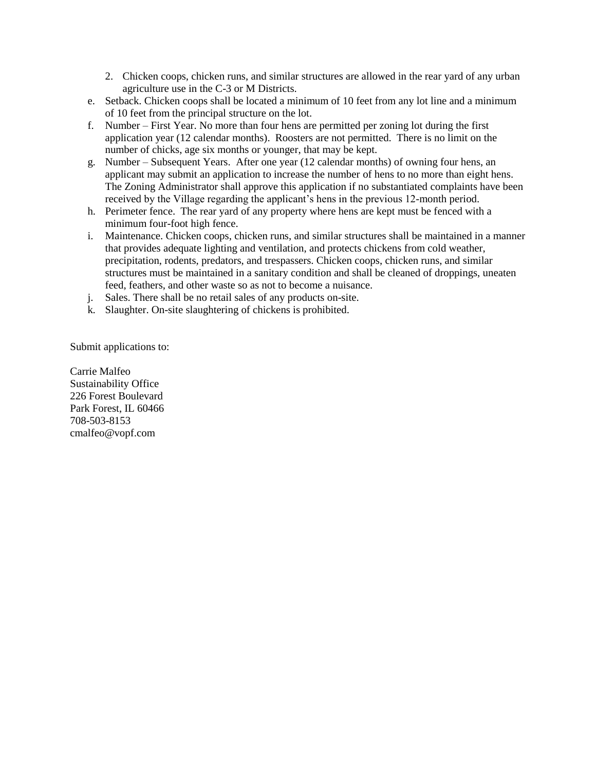2. Chicken coops, chicken runs, and similar structures are allowed in the rear yard of any urban agriculture use in the C-3 or M Districts.

e. Setback. Chicken coops shall be located a minimum of 10 feet from any lot line and a minimum of 10 feet from the principal structure on the lot.

f. Number – First Year. No more than four hens are permitted per zoning lot during the first application year (12 calendar months). Roosters are not permitted. There is no limit on the number of chicks, age six months or younger, that may be kept.

g. Number – Subsequent Years. After one year (12 calendar months) of owning four hens, an applicant may submit an application to increase the number of hens to no more than eight hens. The Zoning Administrator shall approve this application if no substantiated complaints have been received by the Village regarding the applicant's hens in the previous 12-month period.

h. Perimeter fence. The rear yard of any property where hens are kept must be fenced with a minimum four-foot high fence.

i. Maintenance. Chicken coops, chicken runs, and similar structures shall be maintained in a manner that provides adequate lighting and ventilation, and protects chickens from cold weather, precipitation, rodents, predators, and trespassers. Chicken coops, chicken runs, and similar structures must be maintained in a sanitary condition and shall be cleaned of droppings, uneaten feed, feathers, and other waste so as not to become a nuisance.

j. Sales. There shall be no retail sales of any products on-site.

k. Slaughter. On-site slaughtering of chickens is prohibited.

Submit applications to:

Carrie Malfeo
Sustainability Office
226 Forest Boulevard
Park Forest, IL 60466
708-503-8153
cmalfeo@vopf.com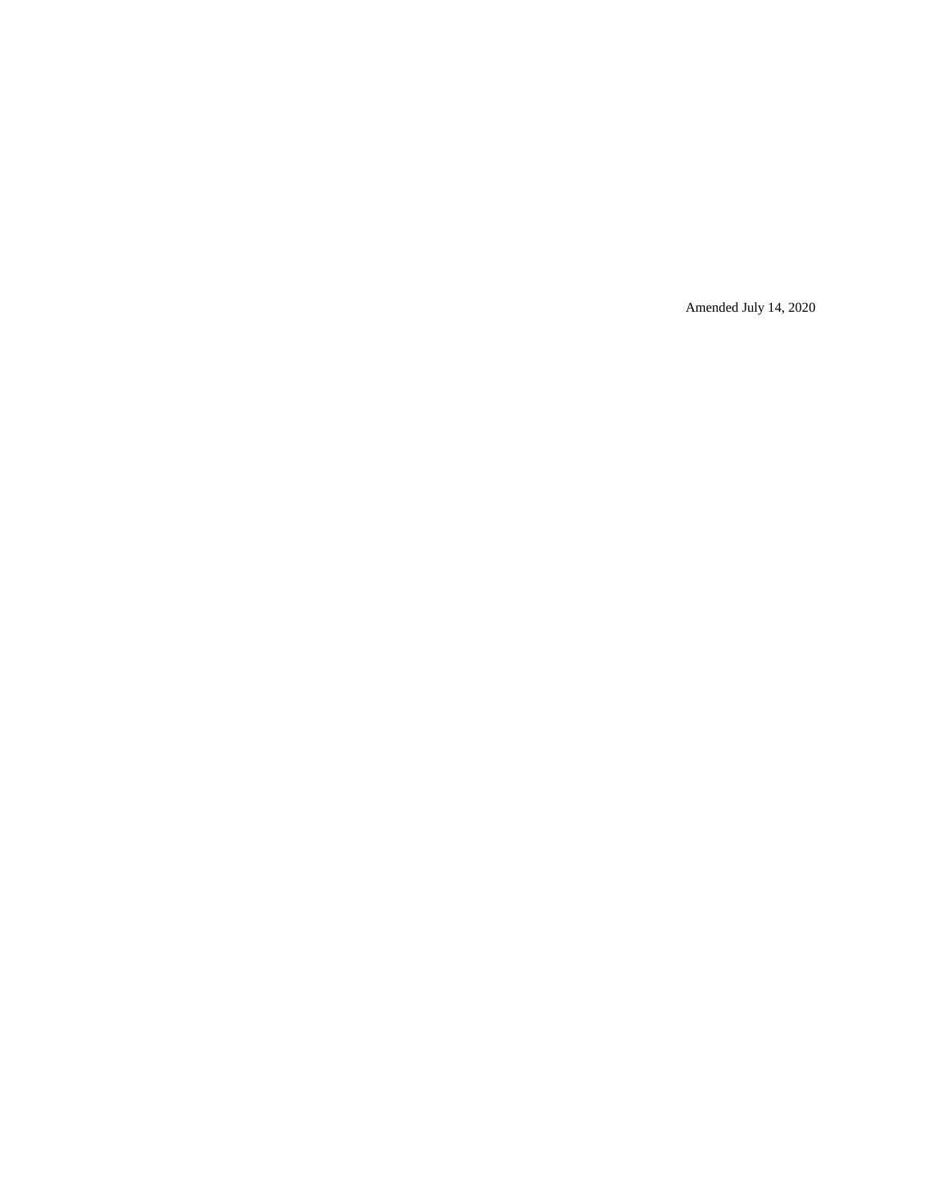Amended July 14, 2020